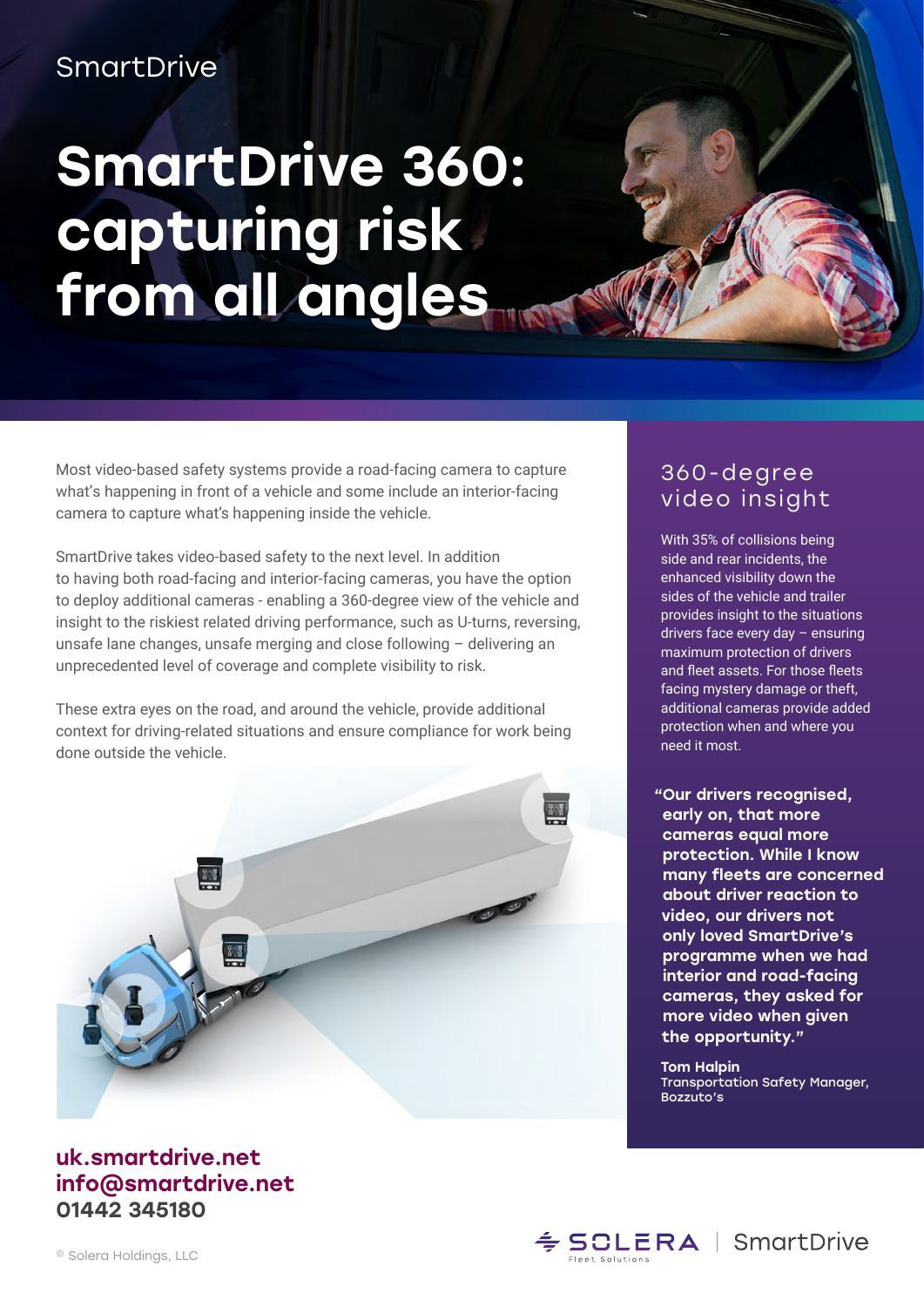SmartDrive

# SmartDrive 360: capturing risk from all angles

Most video-based safety systems provide a road-facing camera to capture what's happening in front of a vehicle and some include an interior-facing camera to capture what's happening inside the vehicle.

SmartDrive takes video-based safety to the next level. In addition to having both road-facing and interior-facing cameras, you have the option to deploy additional cameras - enabling a 360-degree view of the vehicle and insight to the riskiest related driving performance, such as U-turns, reversing, unsafe lane changes, unsafe merging and close following – delivering an unprecedented level of coverage and complete visibility to risk.

These extra eyes on the road, and around the vehicle, provide additional context for driving-related situations and ensure compliance for work being done outside the vehicle.

## 360-degree video insight

With 35% of collisions being side and rear incidents, the enhanced visibility down the sides of the vehicle and trailer provides insight to the situations drivers face every day – ensuring maximum protection of drivers and fleet assets. For those fleets facing mystery damage or theft, additional cameras provide added protection when and where you need it most.

**"Our drivers recognised, early on, that more cameras equal more protection. While I know many fleets are concerned about driver reaction to video, our drivers not only loved SmartDrive's programme when we had interior and road-facing cameras, they asked for more video when given the opportunity."**

**Tom Halpin**
Transportation Safety Manager, Bozzuto's

**uk.smartdrive.net**
**info@smartdrive.net**
**01442 345180**

© Solera Holdings, LLC

SOLERA Fleet Solutions | SmartDrive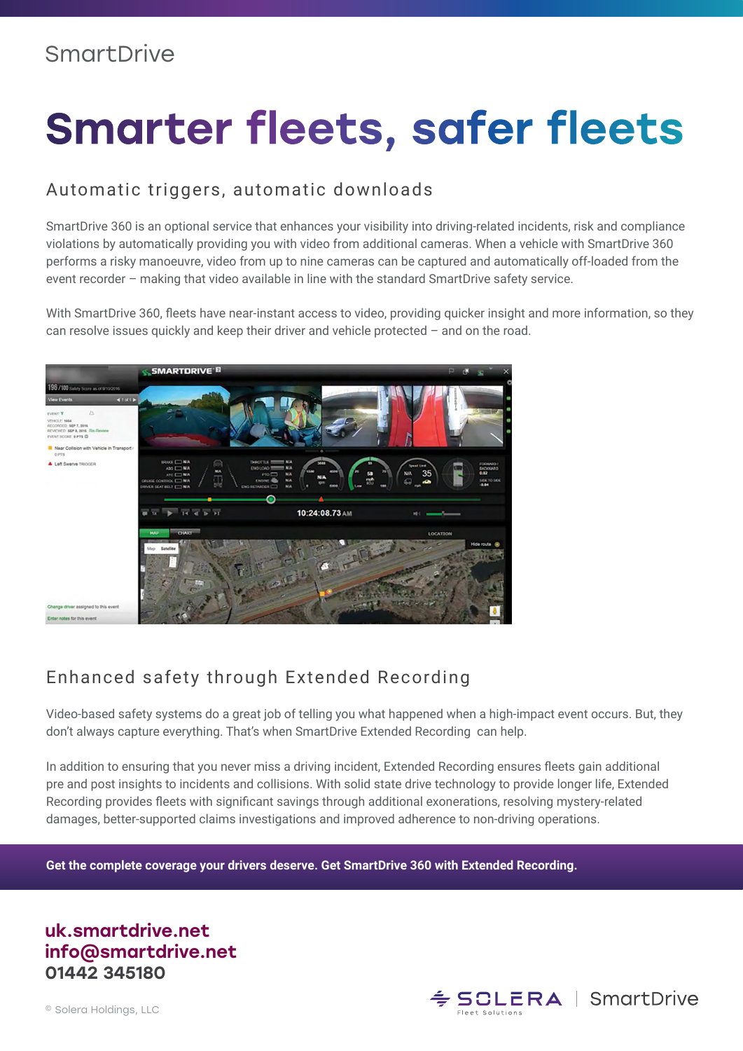SmartDrive

# Smarter fleets, safer fleets

## Automatic triggers, automatic downloads

SmartDrive 360 is an optional service that enhances your visibility into driving-related incidents, risk and compliance violations by automatically providing you with video from additional cameras. When a vehicle with SmartDrive 360 performs a risky manoeuvre, video from up to nine cameras can be captured and automatically off-loaded from the event recorder – making that video available in line with the standard SmartDrive safety service.

With SmartDrive 360, fleets have near-instant access to video, providing quicker insight and more information, so they can resolve issues quickly and keep their driver and vehicle protected – and on the road.

## Enhanced safety through Extended Recording

Video-based safety systems do a great job of telling you what happened when a high-impact event occurs. But, they don't always capture everything. That's when SmartDrive Extended Recording  can help.

In addition to ensuring that you never miss a driving incident, Extended Recording ensures fleets gain additional pre and post insights to incidents and collisions. With solid state drive technology to provide longer life, Extended Recording provides fleets with significant savings through additional exonerations, resolving mystery-related damages, better-supported claims investigations and improved adherence to non-driving operations.

**Get the complete coverage your drivers deserve. Get SmartDrive 360 with Extended Recording.**

**uk.smartdrive.net**
**info@smartdrive.net**
**01442 345180**

© Solera Holdings, LLC

SOLERA Fleet Solutions | SmartDrive